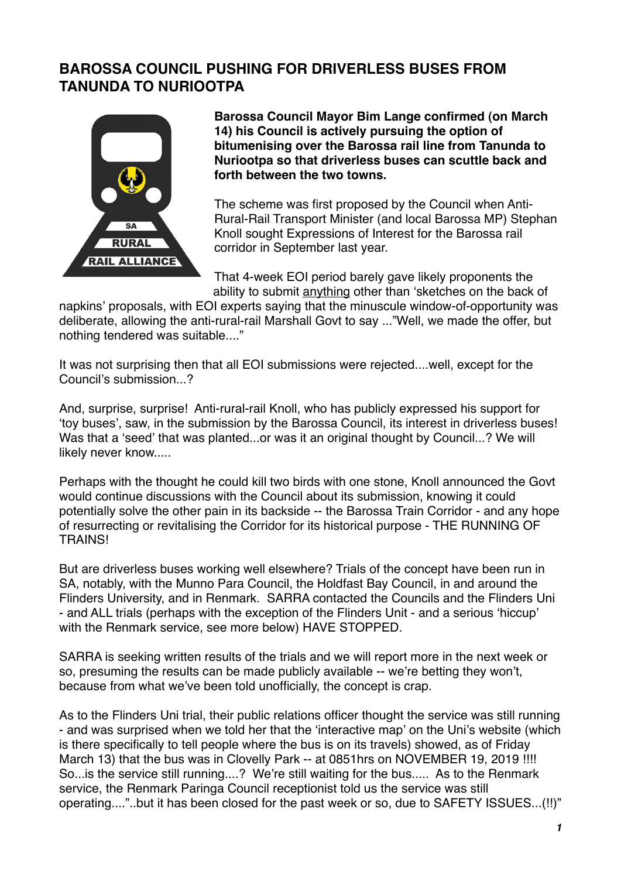# BAROSSA COUNCIL PUSHING FOR DRIVERLESS BUSES FROM TANUNDA TO NURIOOTPA

**Barossa Council Mayor Bim Lange confirmed (on March 14) his Council is actively pursuing the option of bitumenising over the Barossa rail line from Tanunda to Nuriootpa so that driverless buses can scuttle back and forth between the two towns.**

The scheme was first proposed by the Council when Anti-Rural-Rail Transport Minister (and local Barossa MP) Stephan Knoll sought Expressions of Interest for the Barossa rail corridor in September last year.

That 4-week EOI period barely gave likely proponents the ability to submit anything other than 'sketches on the back of napkins' proposals, with EOI experts saying that the minuscule window-of-opportunity was deliberate, allowing the anti-rural-rail Marshall Govt to say ..."Well, we made the offer, but nothing tendered was suitable...."

It was not surprising then that all EOI submissions were rejected....well, except for the Council's submission...?

And, surprise, surprise! Anti-rural-rail Knoll, who has publicly expressed his support for 'toy buses', saw, in the submission by the Barossa Council, its interest in driverless buses! Was that a 'seed' that was planted...or was it an original thought by Council...? We will likely never know.....

Perhaps with the thought he could kill two birds with one stone, Knoll announced the Govt would continue discussions with the Council about its submission, knowing it could potentially solve the other pain in its backside -- the Barossa Train Corridor - and any hope of resurrecting or revitalising the Corridor for its historical purpose - THE RUNNING OF TRAINS!

But are driverless buses working well elsewhere? Trials of the concept have been run in SA, notably, with the Munno Para Council, the Holdfast Bay Council, in and around the Flinders University, and in Renmark. SARRA contacted the Councils and the Flinders Uni - and ALL trials (perhaps with the exception of the Flinders Unit - and a serious 'hiccup' with the Renmark service, see more below) HAVE STOPPED.

SARRA is seeking written results of the trials and we will report more in the next week or so, presuming the results can be made publicly available -- we're betting they won't, because from what we've been told unofficially, the concept is crap.

As to the Flinders Uni trial, their public relations officer thought the service was still running - and was surprised when we told her that the 'interactive map' on the Uni's website (which is there specifically to tell people where the bus is on its travels) showed, as of Friday March 13) that the bus was in Clovelly Park -- at 0851hrs on NOVEMBER 19, 2019 !!!! So...is the service still running....? We're still waiting for the bus..... As to the Renmark service, the Renmark Paringa Council receptionist told us the service was still operating....”..but it has been closed for the past week or so, due to SAFETY ISSUES...(!!)”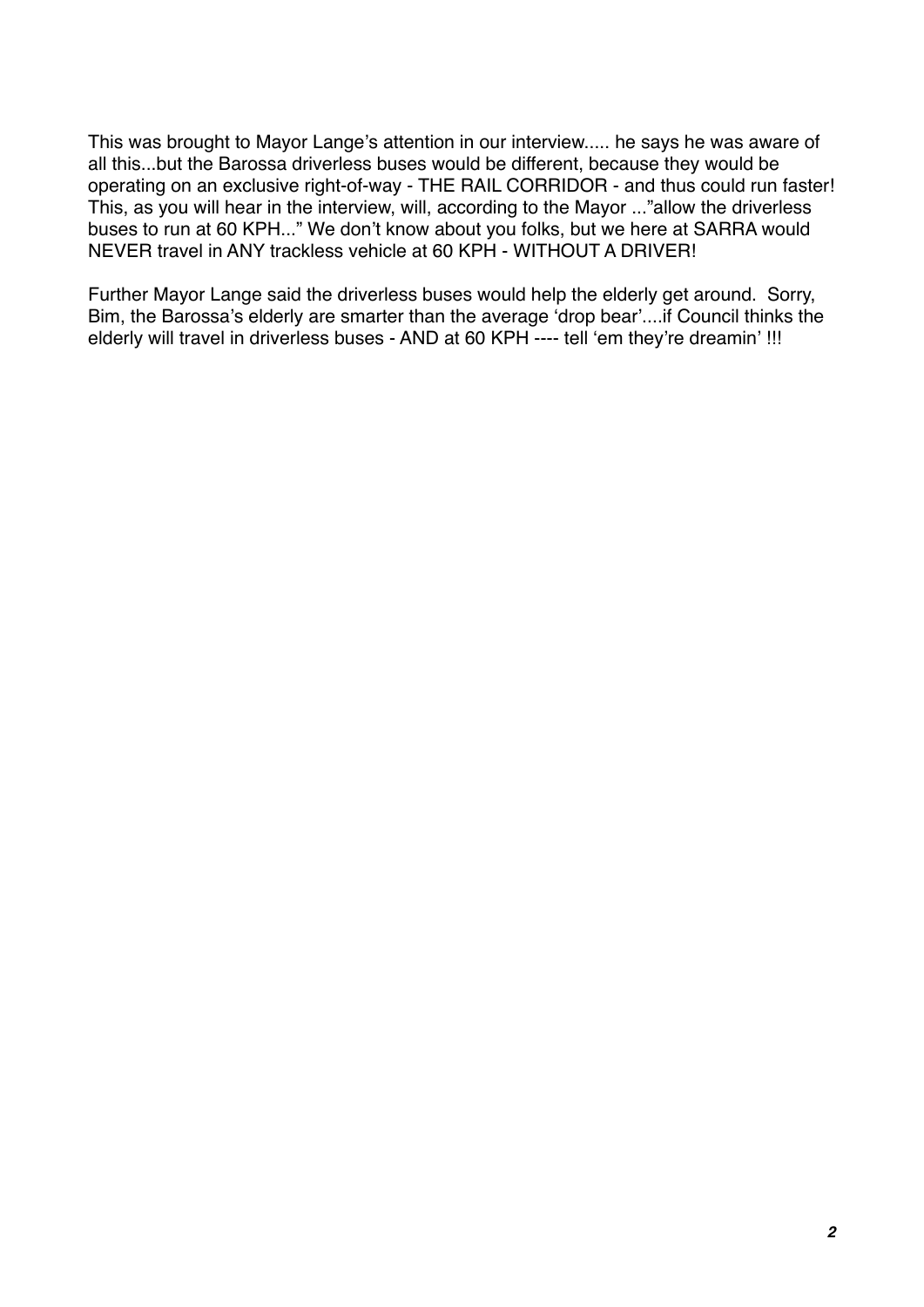This was brought to Mayor Lange's attention in our interview..... he says he was aware of all this...but the Barossa driverless buses would be different, because they would be operating on an exclusive right-of-way - THE RAIL CORRIDOR - and thus could run faster! This, as you will hear in the interview, will, according to the Mayor ..."allow the driverless buses to run at 60 KPH..." We don't know about you folks, but we here at SARRA would NEVER travel in ANY trackless vehicle at 60 KPH - WITHOUT A DRIVER!

Further Mayor Lange said the driverless buses would help the elderly get around. Sorry, Bim, the Barossa's elderly are smarter than the average 'drop bear'....if Council thinks the elderly will travel in driverless buses - AND at 60 KPH ---- tell 'em they're dreamin' !!!